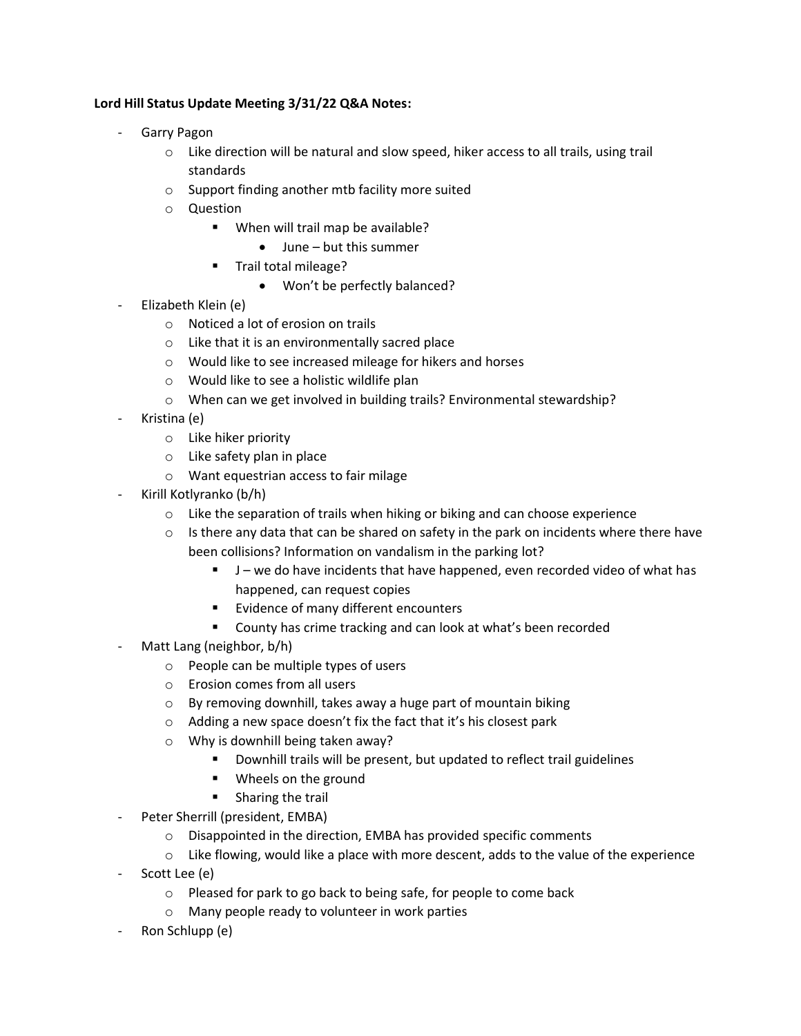**Lord Hill Status Update Meeting 3/31/22 Q&A Notes:**

- Garry Pagon
  - Like direction will be natural and slow speed, hiker access to all trails, using trail standards
  - Support finding another mtb facility more suited
  - Question
    - When will trail map be available?
      - June – but this summer
    - Trail total mileage?
      - Won't be perfectly balanced?
- Elizabeth Klein (e)
  - Noticed a lot of erosion on trails
  - Like that it is an environmentally sacred place
  - Would like to see increased mileage for hikers and horses
  - Would like to see a holistic wildlife plan
  - When can we get involved in building trails? Environmental stewardship?
- Kristina (e)
  - Like hiker priority
  - Like safety plan in place
  - Want equestrian access to fair milage
- Kirill Kotlyranko (b/h)
  - Like the separation of trails when hiking or biking and can choose experience
  - Is there any data that can be shared on safety in the park on incidents where there have been collisions? Information on vandalism in the parking lot?
    - J – we do have incidents that have happened, even recorded video of what has happened, can request copies
    - Evidence of many different encounters
    - County has crime tracking and can look at what's been recorded
- Matt Lang (neighbor, b/h)
  - People can be multiple types of users
  - Erosion comes from all users
  - By removing downhill, takes away a huge part of mountain biking
  - Adding a new space doesn't fix the fact that it's his closest park
  - Why is downhill being taken away?
    - Downhill trails will be present, but updated to reflect trail guidelines
    - Wheels on the ground
    - Sharing the trail
- Peter Sherrill (president, EMBA)
  - Disappointed in the direction, EMBA has provided specific comments
  - Like flowing, would like a place with more descent, adds to the value of the experience
- Scott Lee (e)
  - Pleased for park to go back to being safe, for people to come back
  - Many people ready to volunteer in work parties
- Ron Schlupp (e)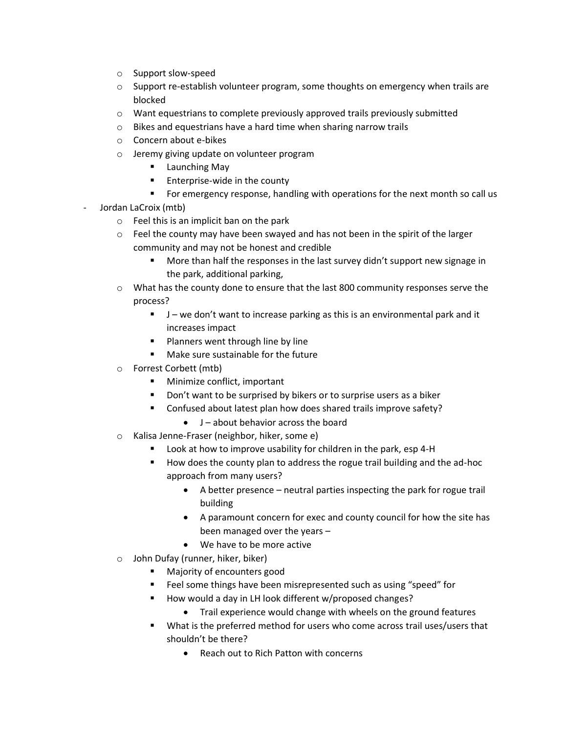- Support slow-speed
  - Support re-establish volunteer program, some thoughts on emergency when trails are blocked
  - Want equestrians to complete previously approved trails previously submitted
  - Bikes and equestrians have a hard time when sharing narrow trails
  - Concern about e-bikes
  - Jeremy giving update on volunteer program
    - Launching May
    - Enterprise-wide in the county
    - For emergency response, handling with operations for the next month so call us
- Jordan LaCroix (mtb)
  - Feel this is an implicit ban on the park
  - Feel the county may have been swayed and has not been in the spirit of the larger community and may not be honest and credible
    - More than half the responses in the last survey didn't support new signage in the park, additional parking,
  - What has the county done to ensure that the last 800 community responses serve the process?
    - J – we don't want to increase parking as this is an environmental park and it increases impact
    - Planners went through line by line
    - Make sure sustainable for the future
  - Forrest Corbett (mtb)
    - Minimize conflict, important
    - Don't want to be surprised by bikers or to surprise users as a biker
    - Confused about latest plan how does shared trails improve safety?
      - J – about behavior across the board
  - Kalisa Jenne-Fraser (neighbor, hiker, some e)
    - Look at how to improve usability for children in the park, esp 4-H
    - How does the county plan to address the rogue trail building and the ad-hoc approach from many users?
      - A better presence – neutral parties inspecting the park for rogue trail building
      - A paramount concern for exec and county council for how the site has been managed over the years –
      - We have to be more active
  - John Dufay (runner, hiker, biker)
    - Majority of encounters good
    - Feel some things have been misrepresented such as using "speed" for
    - How would a day in LH look different w/proposed changes?
      - Trail experience would change with wheels on the ground features
    - What is the preferred method for users who come across trail uses/users that shouldn't be there?
      - Reach out to Rich Patton with concerns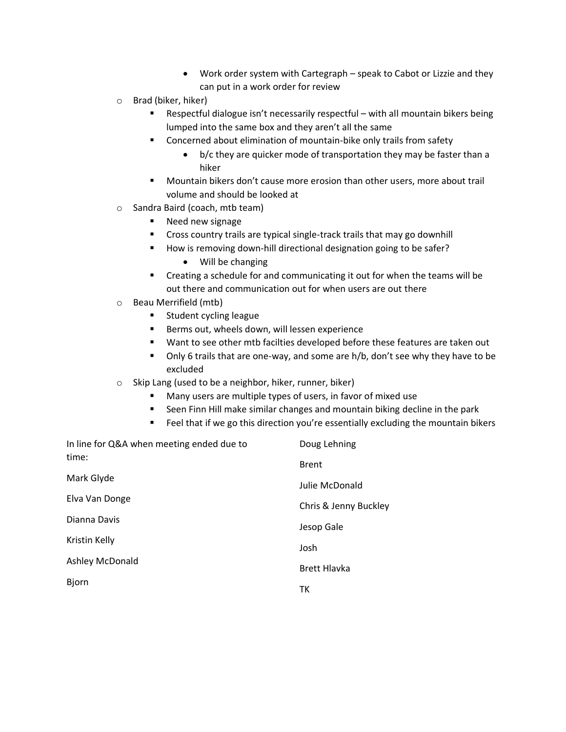- Work order system with Cartegraph – speak to Cabot or Lizzie and they can put in a work order for review
- Brad (biker, hiker)
  - Respectful dialogue isn't necessarily respectful – with all mountain bikers being lumped into the same box and they aren't all the same
  - Concerned about elimination of mountain-bike only trails from safety
    - b/c they are quicker mode of transportation they may be faster than a hiker
  - Mountain bikers don't cause more erosion than other users, more about trail volume and should be looked at
- Sandra Baird (coach, mtb team)
  - Need new signage
  - Cross country trails are typical single-track trails that may go downhill
  - How is removing down-hill directional designation going to be safer?
    - Will be changing
  - Creating a schedule for and communicating it out for when the teams will be out there and communication out for when users are out there
- Beau Merrifield (mtb)
  - Student cycling league
  - Berms out, wheels down, will lessen experience
  - Want to see other mtb facilties developed before these features are taken out
  - Only 6 trails that are one-way, and some are h/b, don't see why they have to be excluded
- Skip Lang (used to be a neighbor, hiker, runner, biker)
  - Many users are multiple types of users, in favor of mixed use
  - Seen Finn Hill make similar changes and mountain biking decline in the park
  - Feel that if we go this direction you're essentially excluding the mountain bikers

In line for Q&A when meeting ended due to time:

Mark Glyde

Elva Van Donge

Dianna Davis

Kristin Kelly

Ashley McDonald

Bjorn

Doug Lehning

Brent

Julie McDonald

Chris & Jenny Buckley

Jesop Gale

Josh

Brett Hlavka

TK